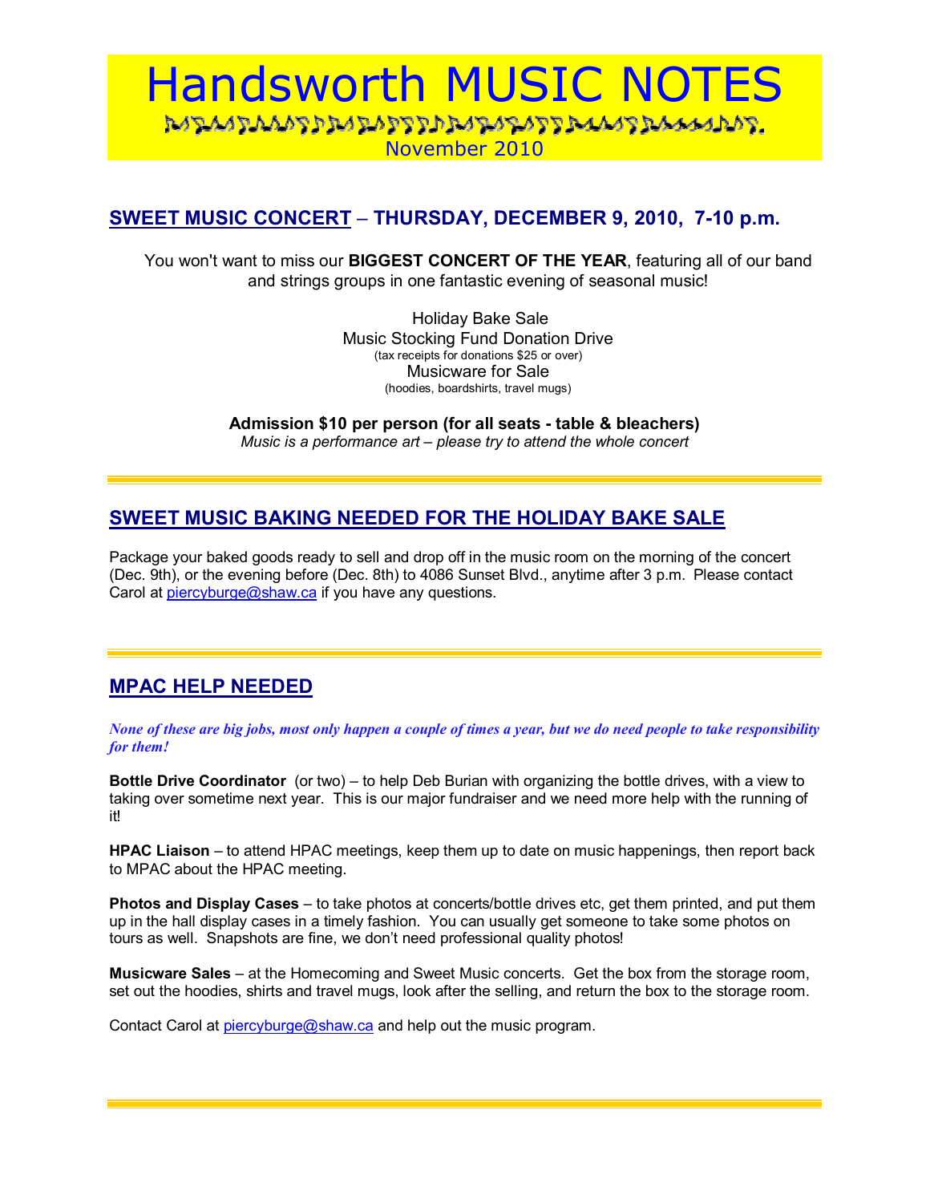# Handsworth MUSIC NOTES

November 2010

## SWEET MUSIC CONCERT – THURSDAY, DECEMBER 9, 2010, 7-10 p.m.

You won't want to miss our **BIGGEST CONCERT OF THE YEAR**, featuring all of our band and strings groups in one fantastic evening of seasonal music!

Holiday Bake Sale
Music Stocking Fund Donation Drive
(tax receipts for donations $25 or over)
Musicware for Sale
(hoodies, boardshirts, travel mugs)

**Admission $10 per person (for all seats - table & bleachers)**
*Music is a performance art – please try to attend the whole concert*

---

## SWEET MUSIC BAKING NEEDED FOR THE HOLIDAY BAKE SALE

Package your baked goods ready to sell and drop off in the music room on the morning of the concert (Dec. 9th), or the evening before (Dec. 8th) to 4086 Sunset Blvd., anytime after 3 p.m. Please contact Carol at piercyburge@shaw.ca if you have any questions.

---

## MPAC HELP NEEDED

*None of these are big jobs, most only happen a couple of times a year, but we do need people to take responsibility for them!*

**Bottle Drive Coordinator** (or two) – to help Deb Burian with organizing the bottle drives, with a view to taking over sometime next year. This is our major fundraiser and we need more help with the running of it!

**HPAC Liaison** – to attend HPAC meetings, keep them up to date on music happenings, then report back to MPAC about the HPAC meeting.

**Photos and Display Cases** – to take photos at concerts/bottle drives etc, get them printed, and put them up in the hall display cases in a timely fashion. You can usually get someone to take some photos on tours as well. Snapshots are fine, we don't need professional quality photos!

**Musicware Sales** – at the Homecoming and Sweet Music concerts. Get the box from the storage room, set out the hoodies, shirts and travel mugs, look after the selling, and return the box to the storage room.

Contact Carol at piercyburge@shaw.ca and help out the music program.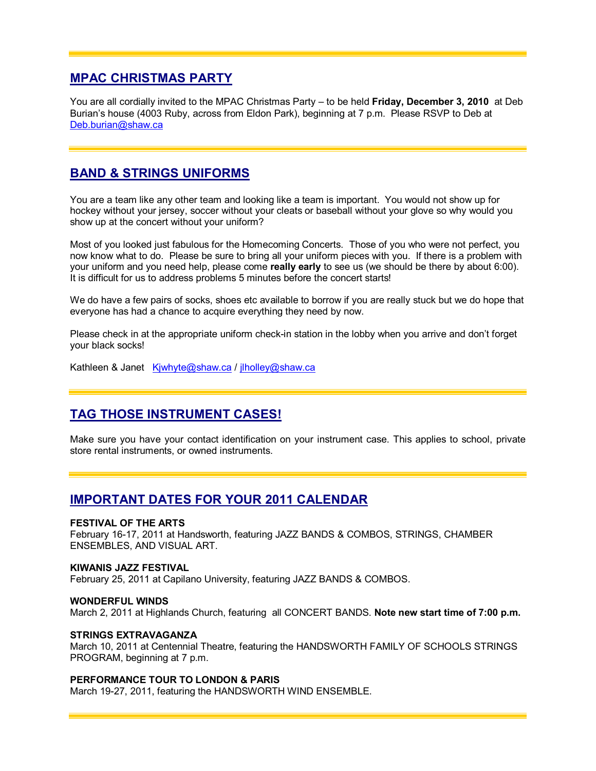## MPAC CHRISTMAS PARTY

You are all cordially invited to the MPAC Christmas Party – to be held **Friday, December 3, 2010** at Deb Burian's house (4003 Ruby, across from Eldon Park), beginning at 7 p.m. Please RSVP to Deb at Deb.burian@shaw.ca

## BAND & STRINGS UNIFORMS

You are a team like any other team and looking like a team is important. You would not show up for hockey without your jersey, soccer without your cleats or baseball without your glove so why would you show up at the concert without your uniform?

Most of you looked just fabulous for the Homecoming Concerts. Those of you who were not perfect, you now know what to do. Please be sure to bring all your uniform pieces with you. If there is a problem with your uniform and you need help, please come **really early** to see us (we should be there by about 6:00). It is difficult for us to address problems 5 minutes before the concert starts!

We do have a few pairs of socks, shoes etc available to borrow if you are really stuck but we do hope that everyone has had a chance to acquire everything they need by now.

Please check in at the appropriate uniform check-in station in the lobby when you arrive and don't forget your black socks!

Kathleen & Janet Kjwhyte@shaw.ca / jlholley@shaw.ca

## TAG THOSE INSTRUMENT CASES!

Make sure you have your contact identification on your instrument case. This applies to school, private store rental instruments, or owned instruments.

## IMPORTANT DATES FOR YOUR 2011 CALENDAR

**FESTIVAL OF THE ARTS**
February 16-17, 2011 at Handsworth, featuring JAZZ BANDS & COMBOS, STRINGS, CHAMBER ENSEMBLES, AND VISUAL ART.

**KIWANIS JAZZ FESTIVAL**
February 25, 2011 at Capilano University, featuring JAZZ BANDS & COMBOS.

**WONDERFUL WINDS**
March 2, 2011 at Highlands Church, featuring all CONCERT BANDS. **Note new start time of 7:00 p.m.**

**STRINGS EXTRAVAGANZA**
March 10, 2011 at Centennial Theatre, featuring the HANDSWORTH FAMILY OF SCHOOLS STRINGS PROGRAM, beginning at 7 p.m.

**PERFORMANCE TOUR TO LONDON & PARIS**
March 19-27, 2011, featuring the HANDSWORTH WIND ENSEMBLE.